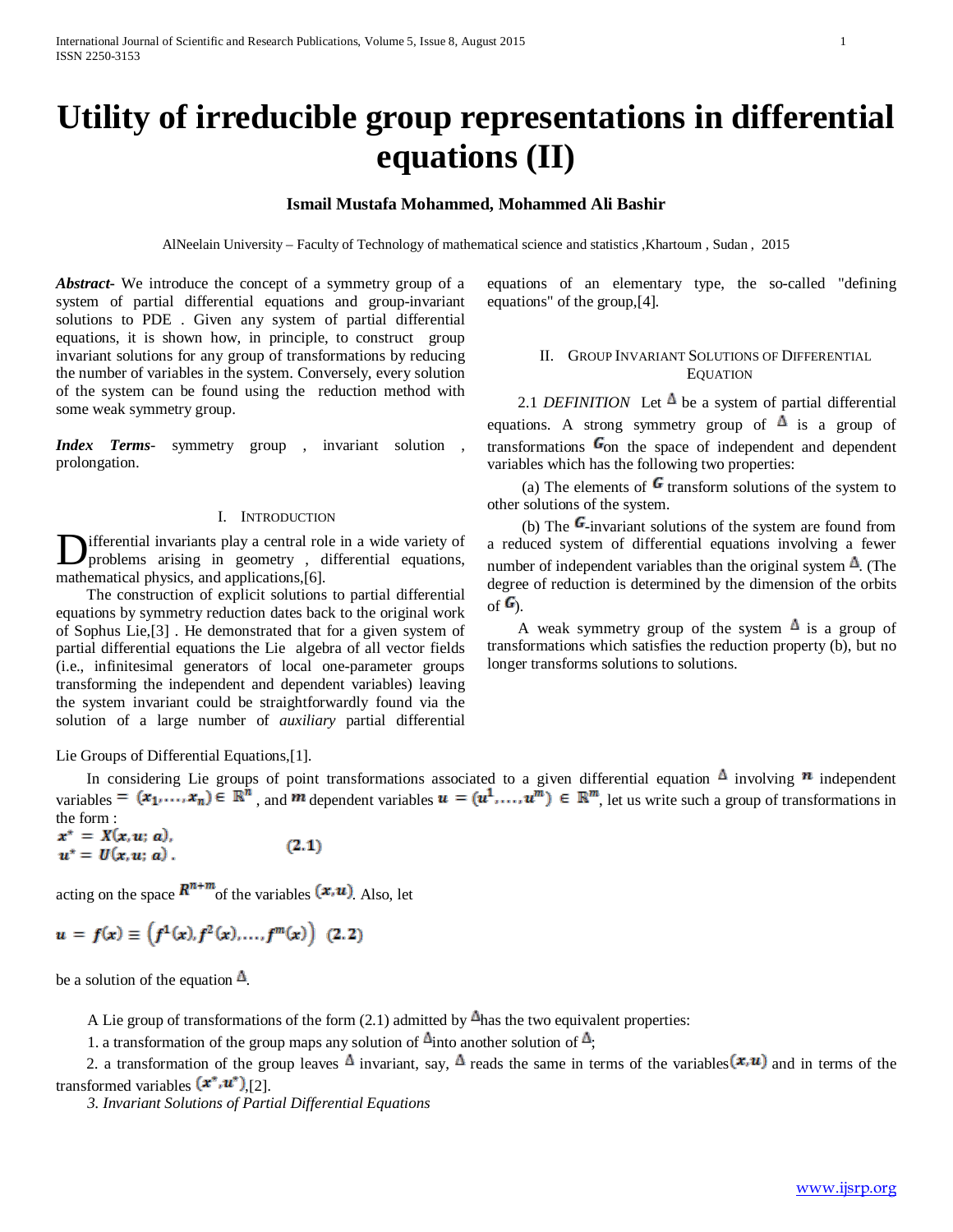# Utility of irreducible group representations in differential equations (II)

**Ismail Mustafa Mohammed, Mohammed Ali Bashir**

AlNeelain University – Faculty of Technology of mathematical science and statistics ,Khartoum , Sudan , 2015

***Abstract***- We introduce the concept of a symmetry group of a system of partial differential equations and group-invariant solutions to PDE . Given any system of partial differential equations, it is shown how, in principle, to construct group invariant solutions for any group of transformations by reducing the number of variables in the system. Conversely, every solution of the system can be found using the reduction method with some weak symmetry group.

***Index Terms***- symmetry group , invariant solution , prolongation.

## I. Introduction

Differential invariants play a central role in a wide variety of problems arising in geometry , differential equations, mathematical physics, and applications,[6].

The construction of explicit solutions to partial differential equations by symmetry reduction dates back to the original work of Sophus Lie,[3] . He demonstrated that for a given system of partial differential equations the Lie algebra of all vector fields (i.e., infinitesimal generators of local one-parameter groups transforming the independent and dependent variables) leaving the system invariant could be straightforwardly found via the solution of a large number of *auxiliary* partial differential equations of an elementary type, the so-called "defining equations" of the group,[4].

## II. Group Invariant Solutions of Differential Equation

2.1 *DEFINITION* Let $\Delta$ be a system of partial differential equations. A strong symmetry group of $\Delta$ is a group of transformations $G$on the space of independent and dependent variables which has the following two properties:

(a) The elements of $G$ transform solutions of the system to other solutions of the system.

(b) The $G$-invariant solutions of the system are found from a reduced system of differential equations involving a fewer number of independent variables than the original system $\Delta$. (The degree of reduction is determined by the dimension of the orbits of $G$).

A weak symmetry group of the system $\Delta$ is a group of transformations which satisfies the reduction property (b), but no longer transforms solutions to solutions.

Lie Groups of Differential Equations,[1].

In considering Lie groups of point transformations associated to a given differential equation $\Delta$ involving $n$ independent variables $= (x_1,\ldots,x_n) \in \mathbb{R}^n$ , and $m$ dependent variables $u = (u^1,\ldots,u^m) \in \mathbb{R}^m$, let us write such a group of transformations in the form :

$$x^* = X(x,u;\, a),$$
$$u^* = U(x,u;\, a)\,. \qquad (2.1)$$

acting on the space $R^{n+m}$of the variables $(x,u)$. Also, let

$$u = f(x) \equiv \left(f^1(x), f^2(x), \ldots, f^m(x)\right) \quad (2.2)$$

be a solution of the equation $\Delta$.

A Lie group of transformations of the form (2.1) admitted by $\Delta$has the two equivalent properties:

1. a transformation of the group maps any solution of $\Delta$into another solution of $\Delta$;

2. a transformation of the group leaves $\Delta$ invariant, say, $\Delta$ reads the same in terms of the variables$(x,u)$ and in terms of the transformed variables $(x^*,u^*)$,[2].

*3. Invariant Solutions of Partial Differential Equations*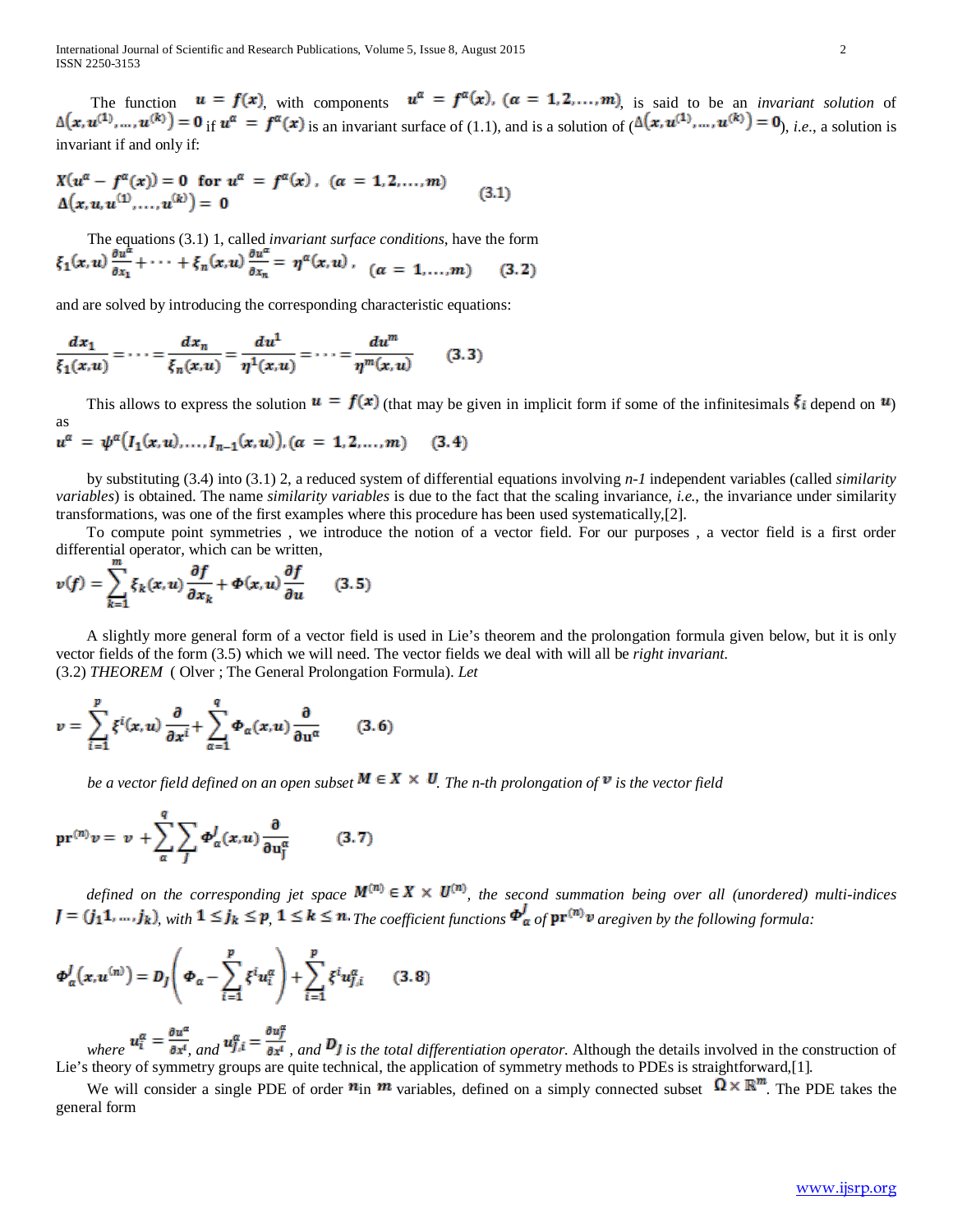The function $u = f(x)$, with components $u^{\alpha} = f^{\alpha}(x), (\alpha = 1,2,\ldots,m)$, is said to be an *invariant solution* of $\Delta(x, u^{(1)}, \ldots, u^{(k)}) = 0$ if $u^{\alpha} = f^{\alpha}(x)$ is an invariant surface of (1.1), and is a solution of ($\Delta(x, u^{(1)}, \ldots, u^{(k)}) = 0$), *i.e.*, a solution is invariant if and only if:

$$X(u^{\alpha} - f^{\alpha}(x)) = 0 \;\; \text{for } u^{\alpha} = f^{\alpha}(x), \; (\alpha = 1,2,\ldots,m)$$
$$\Delta(x, u, u^{(1)}, \ldots, u^{(k)}) = 0 \qquad (3.1)$$

The equations (3.1) 1, called *invariant surface conditions*, have the form

$$\xi_1(x,u)\frac{\partial u^{\alpha}}{\partial x_1} + \cdots + \xi_n(x,u)\frac{\partial u^{\alpha}}{\partial x_n} = \eta^{\alpha}(x,u), \quad (\alpha = 1,\ldots,m) \qquad (3.2)$$

and are solved by introducing the corresponding characteristic equations:

$$\frac{dx_1}{\xi_1(x,u)} = \cdots = \frac{dx_n}{\xi_n(x,u)} = \frac{du^1}{\eta^1(x,u)} = \cdots = \frac{du^m}{\eta^m(x,u)} \qquad (3.3)$$

This allows to express the solution $u = f(x)$ (that may be given in implicit form if some of the infinitesimals $\xi_i$ depend on $u$) as

$$u^{\alpha} = \psi^{\alpha}(I_1(x,u), \ldots, I_{n-1}(x,u)), (\alpha = 1,2,\ldots,m) \qquad (3.4)$$

by substituting (3.4) into (3.1) 2, a reduced system of differential equations involving *n-1* independent variables (called *similarity variables*) is obtained. The name *similarity variables* is due to the fact that the scaling invariance, *i.e.*, the invariance under similarity transformations, was one of the first examples where this procedure has been used systematically,[2].

To compute point symmetries , we introduce the notion of a vector field. For our purposes , a vector field is a first order differential operator, which can be written,

$$v(f) = \sum_{k=1}^{m} \xi_k(x,u)\frac{\partial f}{\partial x_k} + \Phi(x,u)\frac{\partial f}{\partial u} \qquad (3.5)$$

A slightly more general form of a vector field is used in Lie's theorem and the prolongation formula given below, but it is only vector fields of the form (3.5) which we will need. The vector fields we deal with will all be *right invariant.*

(3.2) *THEOREM* ( Olver ; The General Prolongation Formula). *Let*

$$v = \sum_{i=1}^{p} \xi^i(x,u)\frac{\partial}{\partial x^i} + \sum_{\alpha=1}^{q} \Phi_{\alpha}(x,u)\frac{\partial}{\partial u^{\alpha}} \qquad (3.6)$$

*be a vector field defined on an open subset* $M \in X \times U$. *The n-th prolongation of* $v$ *is the vector field*

$$\mathrm{pr}^{(n)}v = v + \sum_{\alpha}^{q}\sum_{J} \Phi_{\alpha}^{J}(x,u)\frac{\partial}{\partial u_J^{\alpha}} \qquad (3.7)$$

*defined on the corresponding jet space* $M^{(n)} \in X \times U^{(n)}$, *the second summation being over all (unordered) multi-indices* $J = (j_1 1, \ldots, j_k)$, *with* $1 \le j_k \le p$, $1 \le k \le n$. *The coefficient functions* $\Phi_{\alpha}^{J}$ *of* $\mathrm{pr}^{(n)}v$ *aregiven by the following formula:*

$$\Phi_{\alpha}^{J}(x, u^{(n)}) = D_J\left(\Phi_{\alpha} - \sum_{i=1}^{p} \xi^i u_i^{\alpha}\right) + \sum_{i=1}^{p} \xi^i u_{J,i}^{\alpha} \qquad (3.8)$$

*where* $u_i^{\alpha} = \frac{\partial u^{\alpha}}{\partial x^i}$, *and* $u_{J,i}^{\alpha} = \frac{\partial u_J^{\alpha}}{\partial x^i}$ , *and* $D_J$ *is the total differentiation operator.* Although the details involved in the construction of Lie's theory of symmetry groups are quite technical, the application of symmetry methods to PDEs is straightforward,[1].

We will consider a single PDE of order $n$ in $m$ variables, defined on a simply connected subset $\Omega \times \mathbb{R}^m$. The PDE takes the general form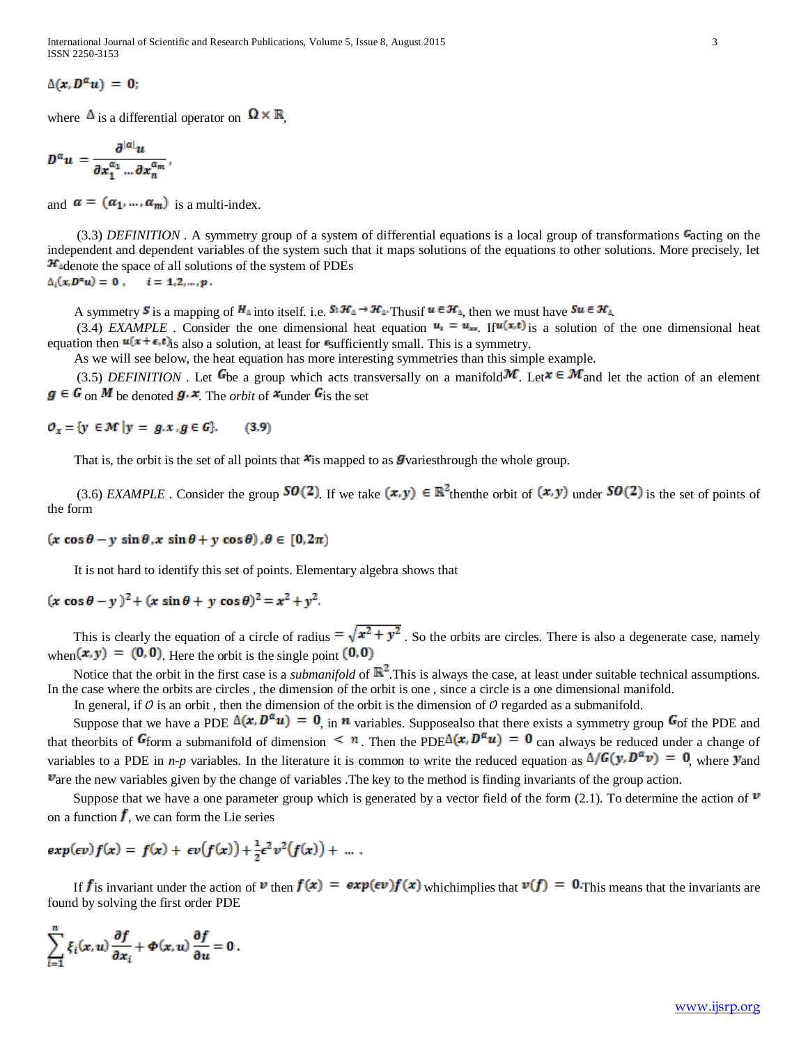$$\Delta(x, D^{\alpha}u) = 0;$$

where $\Delta$ is a differential operator on $\Omega \times \mathbb{R}$,

$$D^{\alpha}u = \frac{\partial^{|\alpha|}u}{\partial x_1^{\alpha_1} \dots \partial x_n^{\alpha_m}},$$

and $\alpha = (\alpha_1, \dots, \alpha_m)$ is a multi-index.

(3.3) *DEFINITION* . A symmetry group of a system of differential equations is a local group of transformations $G$acting on the independent and dependent variables of the system such that it maps solutions of the equations to other solutions. More precisely, let $\mathcal{H}_{\Delta}$denote the space of all solutions of the system of PDEs

$$\Delta_i(x, D^{\alpha}u) = 0 , \qquad i = 1, 2, \dots, p .$$

A symmetry $S$ is a mapping of $H_{\Delta}$ into itself. i.e. $S: \mathcal{H}_{\Delta} \rightarrow \mathcal{H}_{\Delta}$.Thusif $u \in \mathcal{H}_{\Delta}$, then we must have $Su \in \mathcal{H}_{\Delta}$.

(3.4) *EXAMPLE* . Consider the one dimensional heat equation $u_t = u_{xx}$. If$u(x,t)$is a solution of the one dimensional heat equation then $u(x + \epsilon, t)$is also a solution, at least for $\epsilon$sufficiently small. This is a symmetry.

As we will see below, the heat equation has more interesting symmetries than this simple example.

(3.5) *DEFINITION* . Let $G$be a group which acts transversally on a manifold$\mathcal{M}$. Let$x \in \mathcal{M}$and let the action of an element $g \in G$ on $M$ be denoted $g.x$. The *orbit* of $x$under $G$is the set

$$\mathcal{O}_x = \{y \in \mathcal{M} \,|\, y = g.x, g \in G\}. \qquad (3.9)$$

That is, the orbit is the set of all points that $x$is mapped to as $g$variesthrough the whole group.

(3.6) *EXAMPLE* . Consider the group $SO(2)$. If we take $(x, y) \in \mathbb{R}^2$thenthe orbit of $(x, y)$ under $SO(2)$ is the set of points of the form

$$(x \cos\theta - y \sin\theta, x \sin\theta + y \cos\theta), \theta \in [0, 2\pi)$$

It is not hard to identify this set of points. Elementary algebra shows that

$$(x \cos\theta - y)^2 + (x \sin\theta + y \cos\theta)^2 = x^2 + y^2.$$

This is clearly the equation of a circle of radius $= \sqrt{x^2 + y^2}$ . So the orbits are circles. There is also a degenerate case, namely when$(x, y) = (0, 0)$. Here the orbit is the single point $(0, 0)$

Notice that the orbit in the first case is a *submanifold* of $\mathbb{R}^2$.This is always the case, at least under suitable technical assumptions. In the case where the orbits are circles , the dimension of the orbit is one , since a circle is a one dimensional manifold.

In general, if $\mathcal{O}$ is an orbit , then the dimension of the orbit is the dimension of $\mathcal{O}$ regarded as a submanifold.

Suppose that we have a PDE $\Delta(x, D^{\alpha}u) = 0$, in $n$ variables. Supposealso that there exists a symmetry group $G$of the PDE and that theorbits of $G$form a submanifold of dimension $< n$. Then the PDE$\Delta(x, D^{\alpha}u) = 0$ can always be reduced under a change of variables to a PDE in *n-p* variables. In the literature it is common to write the reduced equation as $\Delta/G(y, D^{\alpha}v) = 0$, where $y$and $v$are the new variables given by the change of variables .The key to the method is finding invariants of the group action.

Suppose that we have a one parameter group which is generated by a vector field of the form (2.1). To determine the action of $v$ on a function $f$, we can form the Lie series

$$exp(\epsilon v) f(x) = f(x) + \epsilon v(f(x)) + \tfrac{1}{2}\epsilon^2 v^2(f(x)) + \dots .$$

If $f$is invariant under the action of $v$ then $f(x) = exp(\epsilon v) f(x)$ whichimplies that $v(f) = 0$.This means that the invariants are found by solving the first order PDE

$$\sum_{i=1}^{n} \xi_i(x, u) \frac{\partial f}{\partial x_i} + \Phi(x, u) \frac{\partial f}{\partial u} = 0 .$$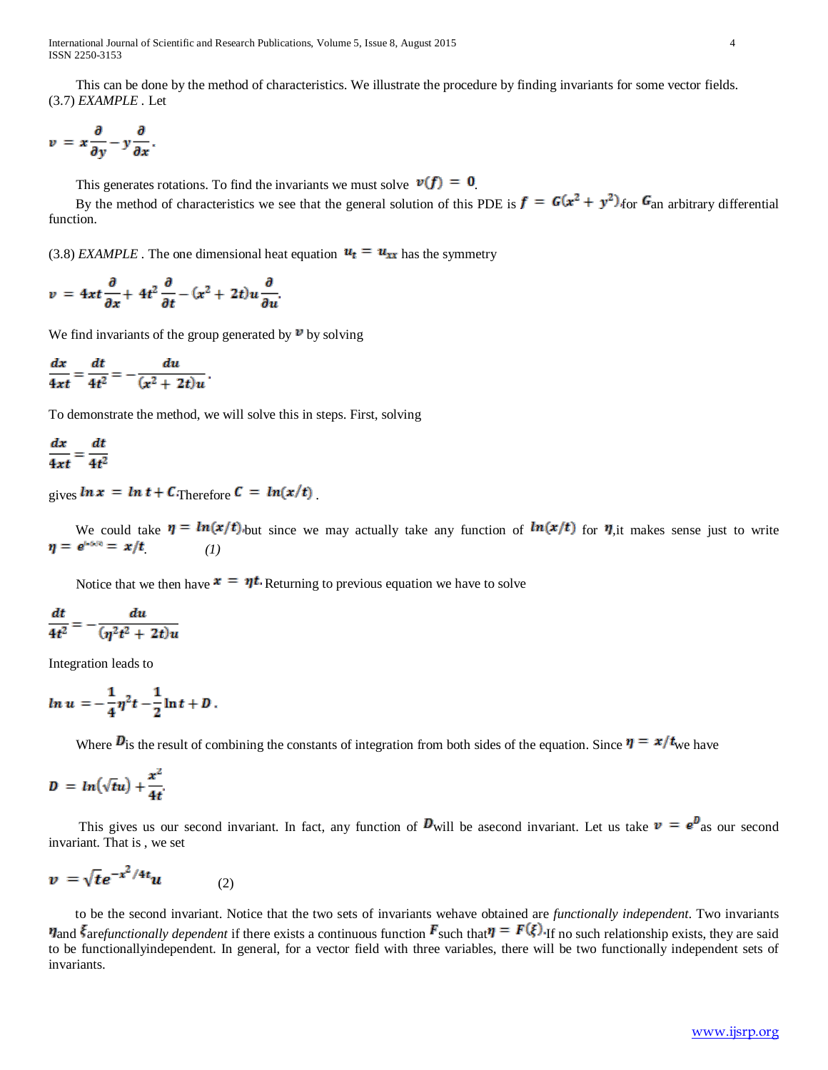This can be done by the method of characteristics. We illustrate the procedure by finding invariants for some vector fields.

(3.7) *EXAMPLE* . Let

$$v = x\frac{\partial}{\partial y} - y\frac{\partial}{\partial x}.$$

This generates rotations. To find the invariants we must solve $v(f) = 0$.

By the method of characteristics we see that the general solution of this PDE is $f = G(x^2 + y^2)$ for $G$ an arbitrary differential function.

(3.8) *EXAMPLE* . The one dimensional heat equation $u_t = u_{xx}$ has the symmetry

$$v = 4xt\frac{\partial}{\partial x} + 4t^2\frac{\partial}{\partial t} - (x^2 + 2t)u\frac{\partial}{\partial u}.$$

We find invariants of the group generated by $v$ by solving

$$\frac{dx}{4xt} = \frac{dt}{4t^2} = -\frac{du}{(x^2 + 2t)u}.$$

To demonstrate the method, we will solve this in steps. First, solving

$$\frac{dx}{4xt} = \frac{dt}{4t^2}$$

gives $\ln x = \ln t + C$. Therefore $C = \ln(x/t)$ .

We could take $\eta = \ln(x/t)$, but since we may actually take any function of $\ln(x/t)$ for $\eta$, it makes sense just to write $\eta = e^{\ln(x/t)} = x/t$. *(1)*

Notice that we then have $x = \eta t$. Returning to previous equation we have to solve

$$\frac{dt}{4t^2} = -\frac{du}{(\eta^2 t^2 + 2t)u}$$

Integration leads to

$$\ln u = -\frac{1}{4}\eta^2 t - \frac{1}{2}\ln t + D.$$

Where $D$ is the result of combining the constants of integration from both sides of the equation. Since $\eta = x/t$ we have

$$D = \ln(\sqrt{t}u) + \frac{x^2}{4t}.$$

This gives us our second invariant. In fact, any function of $D$ will be a second invariant. Let us take $v = e^D$ as our second invariant. That is , we set

$$v = \sqrt{t}e^{-x^2/4t}u \qquad (2)$$

to be the second invariant. Notice that the two sets of invariants we have obtained are *functionally independent*. Two invariants $\eta$ and $\xi$ are *functionally dependent* if there exists a continuous function $F$ such that $\eta = F(\xi)$. If no such relationship exists, they are said to be functionally independent. In general, for a vector field with three variables, there will be two functionally independent sets of invariants.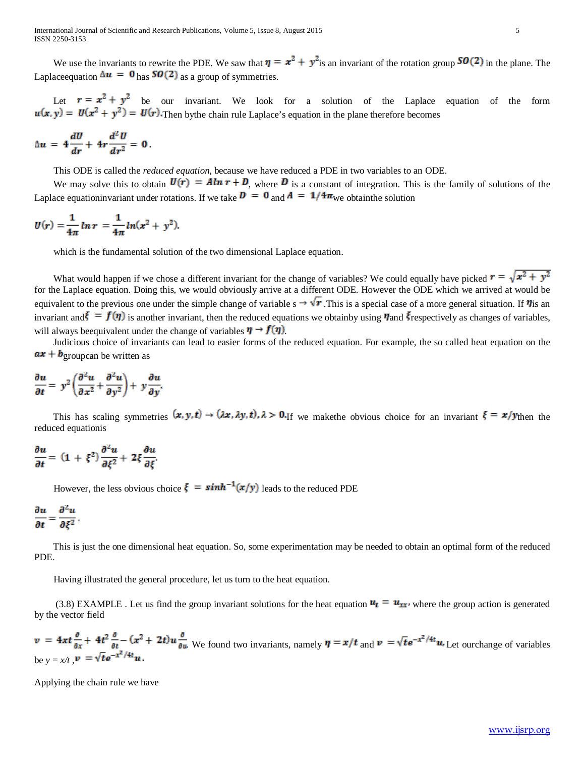We use the invariants to rewrite the PDE. We saw that $\eta = x^2 + y^2$ is an invariant of the rotation group $SO(2)$ in the plane. The Laplaceequation $\Delta u = 0$ has $SO(2)$ as a group of symmetries.

Let $r = x^2 + y^2$ be our invariant. We look for a solution of the Laplace equation of the form $u(x, y) = U(x^2 + y^2) = U(r)$.Then bythe chain rule Laplace's equation in the plane therefore becomes

$$\Delta u = 4\frac{dU}{dr} + 4r\frac{d^2U}{dr^2} = 0.$$

This ODE is called the *reduced equation*, because we have reduced a PDE in two variables to an ODE.

We may solve this to obtain $U(r) = A\ln r + D$, where $D$ is a constant of integration. This is the family of solutions of the Laplace equationinvariant under rotations. If we take $D = 0$ and $A = 1/4\pi$we obtainthe solution

$$U(r) = \frac{1}{4\pi}\ln r = \frac{1}{4\pi}\ln(x^2 + y^2).$$

which is the fundamental solution of the two dimensional Laplace equation.

What would happen if we chose a different invariant for the change of variables? We could equally have picked $r = \sqrt{x^2 + y^2}$ for the Laplace equation. Doing this, we would obviously arrive at a different ODE. However the ODE which we arrived at would be equivalent to the previous one under the simple change of variable s $\rightarrow \sqrt{r}$ .This is a special case of a more general situation. If $\eta$is an invariant and$\xi = f(\eta)$ is another invariant, then the reduced equations we obtainby using $\eta$and $\xi$respectively as changes of variables, will always beequivalent under the change of variables $\eta \rightarrow f(\eta)$.

Judicious choice of invariants can lead to easier forms of the reduced equation. For example, the so called heat equation on the $ax + b$groupcan be written as

$$\frac{\partial u}{\partial t} = y^2\left(\frac{\partial^2 u}{\partial x^2} + \frac{\partial^2 u}{\partial y^2}\right) + y\frac{\partial u}{\partial y}.$$

This has scaling symmetries $(x, y, t) \rightarrow (\lambda x, \lambda y, t), \lambda > 0$.If we makethe obvious choice for an invariant $\xi = x/y$then the reduced equationis

$$\frac{\partial u}{\partial t} = (1 + \xi^2)\frac{\partial^2 u}{\partial \xi^2} + 2\xi\frac{\partial u}{\partial \xi}.$$

However, the less obvious choice $\xi = \sinh^{-1}(x/y)$ leads to the reduced PDE

$$\frac{\partial u}{\partial t} = \frac{\partial^2 u}{\partial \xi^2}.$$

This is just the one dimensional heat equation. So, some experimentation may be needed to obtain an optimal form of the reduced PDE.

Having illustrated the general procedure, let us turn to the heat equation.

(3.8) EXAMPLE . Let us find the group invariant solutions for the heat equation $u_t = u_{xx}$, where the group action is generated by the vector field

$v = 4xt\frac{\partial}{\partial x} + 4t^2\frac{\partial}{\partial t} - (x^2 + 2t)u\frac{\partial}{\partial u}$. We found two invariants, namely $\eta = x/t$ and $v = \sqrt{t}e^{-x^2/4t}u$, Let ourchange of variables be $y = x/t$ ,$v = \sqrt{t}e^{-x^2/4t}u$.

Applying the chain rule we have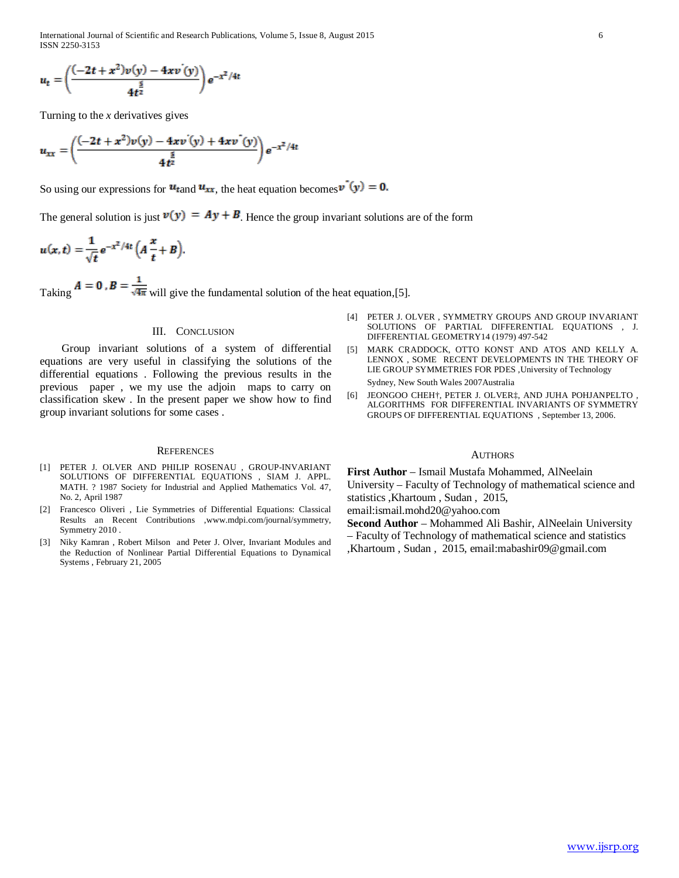$$u_t = \left(\frac{(-2t + x^2)v(y) - 4xv'(y)}{4t^{\frac{5}{2}}}\right)e^{-x^2/4t}$$

Turning to the *x* derivatives gives

$$u_{xx} = \left(\frac{(-2t + x^2)v(y) - 4xv'(y) + 4xv''(y)}{4t^{\frac{5}{2}}}\right)e^{-x^2/4t}$$

So using our expressions for $u_t$ and $u_{xx}$, the heat equation becomes $v''(y) = 0.$

The general solution is just $v(y) = Ay + B$. Hence the group invariant solutions are of the form

$$u(x,t) = \frac{1}{\sqrt{t}}e^{-x^2/4t}\left(A\frac{x}{t} + B\right).$$

Taking $A = 0, B = \frac{1}{\sqrt{4\pi}}$ will give the fundamental solution of the heat equation,[5].

## III. Conclusion

Group invariant solutions of a system of differential equations are very useful in classifying the solutions of the differential equations . Following the previous results in the previous paper , we my use the adjoin maps to carry on classification skew . In the present paper we show how to find group invariant solutions for some cases .

## References

[1] PETER J. OLVER AND PHILIP ROSENAU , GROUP-INVARIANT SOLUTIONS OF DIFFERENTIAL EQUATIONS , SIAM J. APPL. MATH. ? 1987 Society for Industrial and Applied Mathematics Vol. 47, No. 2, April 1987

[2] Francesco Oliveri , Lie Symmetries of Differential Equations: Classical Results an Recent Contributions ,www.mdpi.com/journal/symmetry, Symmetry 2010 .

[3] Niky Kamran , Robert Milson and Peter J. Olver, Invariant Modules and the Reduction of Nonlinear Partial Differential Equations to Dynamical Systems , February 21, 2005

[4] PETER J. OLVER , SYMMETRY GROUPS AND GROUP INVARIANT SOLUTIONS OF PARTIAL DIFFERENTIAL EQUATIONS , J. DIFFERENTIAL GEOMETRY14 (1979) 497-542

[5] MARK CRADDOCK, OTTO KONST AND ATOS AND KELLY A. LENNOX , SOME RECENT DEVELOPMENTS IN THE THEORY OF LIE GROUP SYMMETRIES FOR PDES ,University of Technology Sydney, New South Wales 2007Australia

[6] JEONGOO CHEH†, PETER J. OLVER‡, AND JUHA POHJANPELTO , ALGORITHMS FOR DIFFERENTIAL INVARIANTS OF SYMMETRY GROUPS OF DIFFERENTIAL EQUATIONS , September 13, 2006.

## Authors

**First Author** – Ismail Mustafa Mohammed, AlNeelain University – Faculty of Technology of mathematical science and statistics ,Khartoum , Sudan , 2015, email:ismail.mohd20@yahoo.com

**Second Author** – Mohammed Ali Bashir, AlNeelain University – Faculty of Technology of mathematical science and statistics ,Khartoum , Sudan , 2015, email:mabashir09@gmail.com